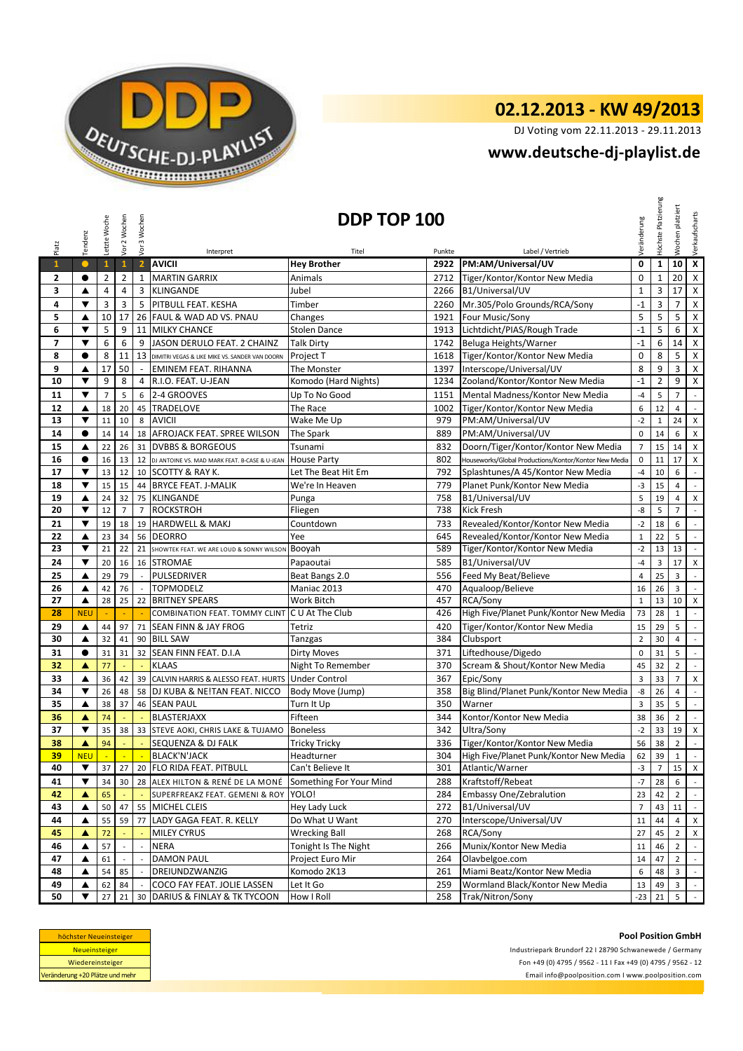# 02.12.2013 - KW 49/2013

DJ Voting vom 22.11.2013 - 29.11.2013

## www.deutsche-dj-playlist.de

## DDP TOP 100

| Platz | Tendenz | Letzte Woche | Vor 2 Wochen | Vor 3 Wochen | Interpret | Titel | Punkte | Label / Vertrieb | Veränderung | Höchste Platzierung | Wochen platziert | Verkaufscharts |
|---|---|---|---|---|---|---|---|---|---|---|---|---|
| 1 | ● | 1 | 1 | 2 | AVICII | Hey Brother | 2922 | PM:AM/Universal/UV | 0 | 1 | 10 | X |
| 2 | ● | 2 | 2 | 1 | MARTIN GARRIX | Animals | 2712 | Tiger/Kontor/Kontor New Media | 0 | 1 | 20 | X |
| 3 | ▲ | 4 | 4 | 3 | KLINGANDE | Jubel | 2266 | B1/Universal/UV | 1 | 3 | 17 | X |
| 4 | ▼ | 3 | 3 | 5 | PITBULL FEAT. KESHA | Timber | 2260 | Mr.305/Polo Grounds/RCA/Sony | -1 | 3 | 7 | X |
| 5 | ▲ | 10 | 17 | 26 | FAUL & WAD AD VS. PNAU | Changes | 1921 | Four Music/Sony | 5 | 5 | 5 | X |
| 6 | ▼ | 5 | 9 | 11 | MILKY CHANCE | Stolen Dance | 1913 | Lichtdicht/PIAS/Rough Trade | -1 | 5 | 6 | X |
| 7 | ▼ | 6 | 6 | 9 | JASON DERULO FEAT. 2 CHAINZ | Talk Dirty | 1742 | Beluga Heights/Warner | -1 | 6 | 14 | X |
| 8 | ● | 8 | 11 | 13 | DIMITRI VEGAS & LIKE MIKE VS. SANDER VAN DOORN | Project T | 1618 | Tiger/Kontor/Kontor New Media | 0 | 8 | 5 | X |
| 9 | ▲ | 17 | 50 | - | EMINEM FEAT. RIHANNA | The Monster | 1397 | Interscope/Universal/UV | 8 | 9 | 3 | X |
| 10 | ▼ | 9 | 8 | 4 | R.I.O. FEAT. U-JEAN | Komodo (Hard Nights) | 1234 | Zooland/Kontor/Kontor New Media | -1 | 2 | 9 | X |
| 11 | ▼ | 7 | 5 | 6 | 2-4 GROOVES | Up To No Good | 1151 | Mental Madness/Kontor/Kontor New Media | -4 | 5 | 7 | - |
| 12 | ▲ | 18 | 20 | 45 | TRADELOVE | The Race | 1002 | Tiger/Kontor/Kontor New Media | 6 | 12 | 4 | - |
| 13 | ▼ | 11 | 10 | 8 | AVICII | Wake Me Up | 979 | PM:AM/Universal/UV | -2 | 1 | 24 | X |
| 14 | ● | 14 | 14 | 18 | AFROJACK FEAT. SPREE WILSON | The Spark | 889 | PM:AM/Universal/UV | 0 | 14 | 6 | X |
| 15 | ▲ | 22 | 26 | 31 | DVBBS & BORGEOUS | Tsunami | 832 | Doorn/Tiger/Kontor/Kontor New Media | 7 | 15 | 14 | X |
| 16 | ● | 16 | 13 | 12 | DJ ANTOINE VS. MAD MARK FEAT. B-CASE & U-JEAN | House Party | 802 | Houseworks/Global Productions/Kontor/Kontor New Media | 0 | 11 | 17 | X |
| 17 | ▼ | 13 | 12 | 10 | SCOTTY & RAY K. | Let The Beat Hit Em | 792 | Splashtunes/A 45/Kontor New Media | -4 | 10 | 6 | - |
| 18 | ▼ | 15 | 15 | 44 | BRYCE FEAT. J-MALIK | We're In Heaven | 779 | Planet Punk/Kontor New Media | -3 | 15 | 4 | - |
| 19 | ▲ | 24 | 32 | 75 | KLINGANDE | Punga | 758 | B1/Universal/UV | 5 | 19 | 4 | X |
| 20 | ▼ | 12 | 7 | 7 | ROCKSTROH | Fliegen | 738 | Kick Fresh | -8 | 5 | 7 | - |
| 21 | ▼ | 19 | 18 | 19 | HARDWELL & MAKJ | Countdown | 733 | Revealed/Kontor/Kontor New Media | -2 | 18 | 6 | - |
| 22 | ▲ | 23 | 34 | 56 | DEORRO | Yee | 645 | Revealed/Kontor/Kontor New Media | 1 | 22 | 5 | - |
| 23 | ▼ | 21 | 22 | 21 | SHOWTEK FEAT. WE ARE LOUD & SONNY WILSON | Booyah | 589 | Tiger/Kontor/Kontor New Media | -2 | 13 | 13 | - |
| 24 | ▼ | 20 | 16 | 16 | STROMAE | Papaoutai | 585 | B1/Universal/UV | -4 | 3 | 17 | X |
| 25 | ▲ | 29 | 79 | - | PULSEDRIVER | Beat Bangs 2.0 | 556 | Feed My Beat/Believe | 4 | 25 | 3 | - |
| 26 | ▲ | 42 | 76 | - | TOPMODELZ | Maniac 2013 | 470 | Aqualoop/Believe | 16 | 26 | 3 | - |
| 27 | ▲ | 28 | 25 | 22 | BRITNEY SPEARS | Work Bitch | 457 | RCA/Sony | 1 | 13 | 10 | X |
| 28 | NEU | - | - | - | COMBINATION FEAT. TOMMY CLINT | C U At The Club | 426 | High Five/Planet Punk/Kontor New Media | 73 | 28 | 1 | - |
| 29 | ▲ | 44 | 97 | 71 | SEAN FINN & JAY FROG | Tetriz | 420 | Tiger/Kontor/Kontor New Media | 15 | 29 | 5 | - |
| 30 | ▲ | 32 | 41 | 90 | BILL SAW | Tanzgas | 384 | Clubsport | 2 | 30 | 4 | - |
| 31 | ● | 31 | 31 | 32 | SEAN FINN FEAT. D.I.A | Dirty Moves | 371 | Liftedhouse/Digedo | 0 | 31 | 5 | - |
| 32 | ▲ | 77 | - | - | KLAAS | Night To Remember | 370 | Scream & Shout/Kontor New Media | 45 | 32 | 2 | - |
| 33 | ▲ | 36 | 42 | 39 | CALVIN HARRIS & ALESSO FEAT. HURTS | Under Control | 367 | Epic/Sony | 3 | 33 | 7 | X |
| 34 | ▼ | 26 | 48 | 58 | DJ KUBA & NE!TAN FEAT. NICCO | Body Move (Jump) | 358 | Big Blind/Planet Punk/Kontor New Media | -8 | 26 | 4 | - |
| 35 | ▲ | 38 | 37 | 46 | SEAN PAUL | Turn It Up | 350 | Warner | 3 | 35 | 5 | - |
| 36 | ▲ | 74 | - | - | BLASTERJAXX | Fifteen | 344 | Kontor/Kontor New Media | 38 | 36 | 2 | - |
| 37 | ▼ | 35 | 38 | 33 | STEVE AOKI, CHRIS LAKE & TUJAMO | Boneless | 342 | Ultra/Sony | -2 | 33 | 19 | X |
| 38 | ▲ | 94 | - | - | SEQUENZA & DJ FALK | Tricky Tricky | 336 | Tiger/Kontor/Kontor New Media | 56 | 38 | 2 | - |
| 39 | NEU | - | - | - | BLACK'N'JACK | Headturner | 304 | High Five/Planet Punk/Kontor New Media | 62 | 39 | 1 | - |
| 40 | ▼ | 37 | 27 | 20 | FLO RIDA FEAT. PITBULL | Can't Believe It | 301 | Atlantic/Warner | -3 | 7 | 15 | X |
| 41 | ▼ | 34 | 30 | 28 | ALEX HILTON & RENÉ DE LA MONÉ | Something For Your Mind | 288 | Kraftstoff/Rebeat | -7 | 28 | 6 | - |
| 42 | ▲ | 65 | - | - | SUPERFREAKZ FEAT. GEMENI & ROY | YOLO! | 284 | Embassy One/Zebralution | 23 | 42 | 2 | - |
| 43 | ▲ | 50 | 47 | 55 | MICHEL CLEIS | Hey Lady Luck | 272 | B1/Universal/UV | 7 | 43 | 11 | - |
| 44 | ▲ | 55 | 59 | 77 | LADY GAGA FEAT. R. KELLY | Do What U Want | 270 | Interscope/Universal/UV | 11 | 44 | 4 | X |
| 45 | ▲ | 72 | - | - | MILEY CYRUS | Wrecking Ball | 268 | RCA/Sony | 27 | 45 | 2 | X |
| 46 | ▲ | 57 | - | - | NERA | Tonight Is The Night | 266 | Munix/Kontor New Media | 11 | 46 | 2 | - |
| 47 | ▲ | 61 | - | - | DAMON PAUL | Project Euro Mir | 264 | Olavbelgoe.com | 14 | 47 | 2 | - |
| 48 | ▲ | 54 | 85 | - | DREIUNDZWANZIG | Komodo 2K13 | 261 | Miami Beatz/Kontor New Media | 6 | 48 | 3 | - |
| 49 | ▲ | 62 | 84 | - | COCO FAY FEAT. JOLIE LASSEN | Let It Go | 259 | Wormland Black/Kontor New Media | 13 | 49 | 3 | - |
| 50 | ▼ | 27 | 21 | 30 | DARIUS & FINLAY & TK TYCOON | How I Roll | 258 | Trak/Nitron/Sony | -23 | 21 | 5 | - |

| Legende |
|---|
| höchster Neueinsteiger |
| Neueinsteiger |
| Wiedereinsteiger |
| Veränderung +20 Plätze und mehr |

**Pool Position GmbH**

Industriepark Brundorf 22 I 28790 Schwanewede / Germany

Fon +49 (0) 4795 / 9562 - 11 I Fax +49 (0) 4795 / 9562 - 12

Email info@poolposition.com I www.poolposition.com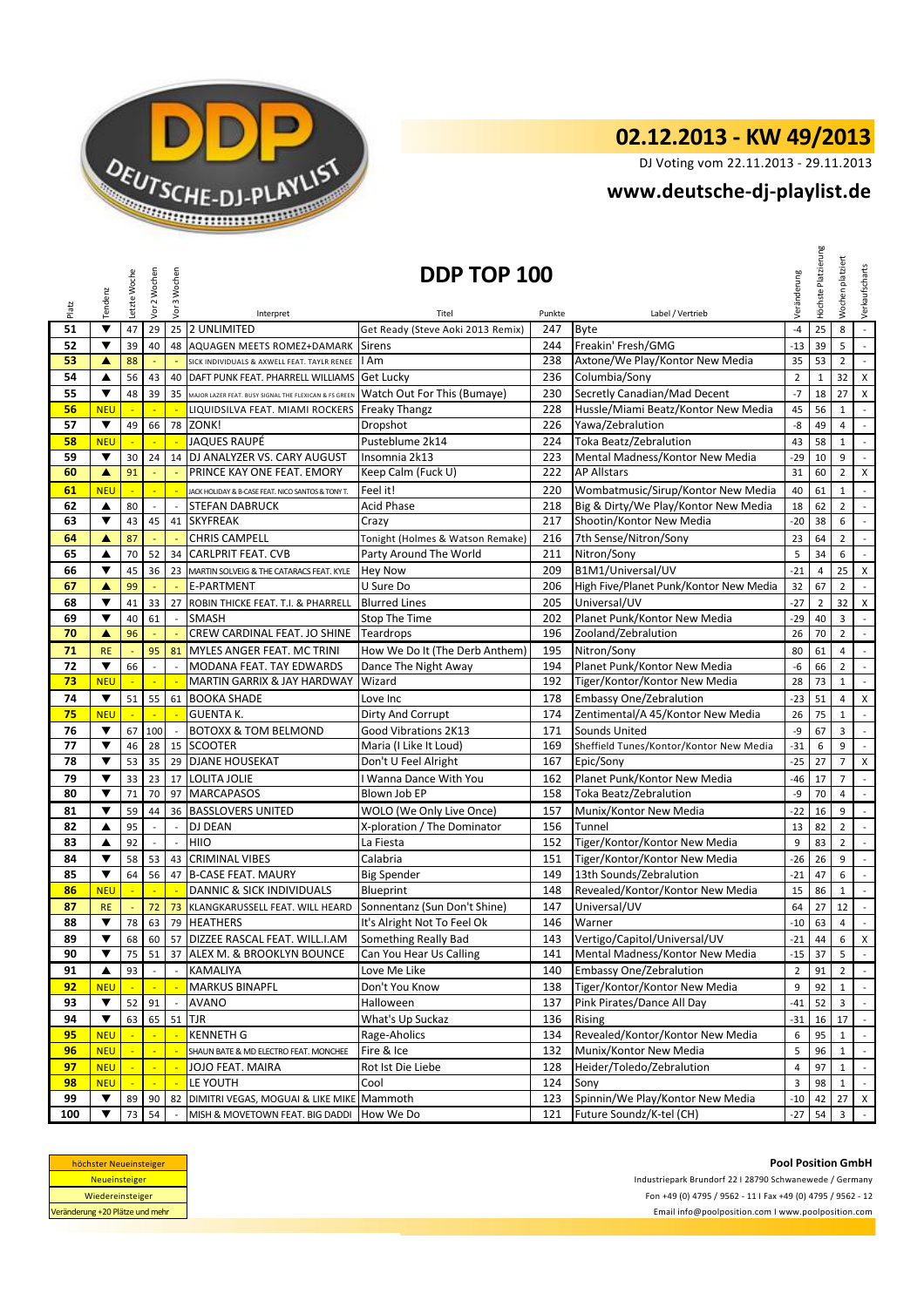# 02.12.2013 - KW 49/2013

DJ Voting vom 22.11.2013 - 29.11.2013

**www.deutsche-dj-playlist.de**

## DDP TOP 100

| Platz | Tendenz | Letzte Woche | Vor 2 Wochen | Vor 3 Wochen | Interpret | Titel | Punkte | Label / Vertrieb | Veränderung | Höchste Platzierung | Wochen platziert | Verkaufscharts |
|---|---|---|---|---|---|---|---|---|---|---|---|---|
| 51 | ▼ | 47 | 29 | 25 | 2 UNLIMITED | Get Ready (Steve Aoki 2013 Remix) | 247 | Byte | -4 | 25 | 8 | - |
| 52 | ▼ | 39 | 40 | 48 | AQUAGEN MEETS ROMEZ+DAMARK | Sirens | 244 | Freakin' Fresh/GMG | -13 | 39 | 5 | - |
| 53 | ▲ | 88 | - | - | SICK INDIVIDUALS & AXWELL FEAT. TAYLR RENEE | I Am | 238 | Axtone/We Play/Kontor New Media | 35 | 53 | 2 | - |
| 54 | ▲ | 56 | 43 | 40 | DAFT PUNK FEAT. PHARRELL WILLIAMS | Get Lucky | 236 | Columbia/Sony | 2 | 1 | 32 | X |
| 55 | ▼ | 48 | 39 | 35 | MAJOR LAZER FEAT. BUSY SIGNAL THE FLEXICAN & FS GREEN | Watch Out For This (Bumaye) | 230 | Secretly Canadian/Mad Decent | -7 | 18 | 27 | X |
| 56 | NEU | - | - | - | LIQUIDSILVA FEAT. MIAMI ROCKERS | Freaky Thangz | 228 | Hussle/Miami Beatz/Kontor New Media | 45 | 56 | 1 | - |
| 57 | ▼ | 49 | 66 | 78 | ZONK! | Dropshot | 226 | Yawa/Zebralution | -8 | 49 | 4 | - |
| 58 | NEU | - | - | - | JAQUES RAUPÉ | Pusteblume 2k14 | 224 | Toka Beatz/Zebralution | 43 | 58 | 1 | - |
| 59 | ▼ | 30 | 24 | 14 | DJ ANALYZER VS. CARY AUGUST | Insomnia 2k13 | 223 | Mental Madness/Kontor New Media | -29 | 10 | 9 | - |
| 60 | ▲ | 91 | - | - | PRINCE KAY ONE FEAT. EMORY | Keep Calm (Fuck U) | 222 | AP Allstars | 31 | 60 | 2 | X |
| 61 | NEU | - | - | - | JACK HOLIDAY & B-CASE FEAT. NICO SANTOS & TONY T. | Feel it! | 220 | Wombatmusic/Sirup/Kontor New Media | 40 | 61 | 1 | - |
| 62 | ▲ | 80 | - | - | STEFAN DABRUCK | Acid Phase | 218 | Big & Dirty/We Play/Kontor New Media | 18 | 62 | 2 | - |
| 63 | ▼ | 43 | 45 | 41 | SKYFREAK | Crazy | 217 | Shootin/Kontor New Media | -20 | 38 | 6 | - |
| 64 | ▲ | 87 | - | - | CHRIS CAMPELL | Tonight (Holmes & Watson Remake) | 216 | 7th Sense/Nitron/Sony | 23 | 64 | 2 | - |
| 65 | ▲ | 70 | 52 | 34 | CARLPRIT FEAT. CVB | Party Around The World | 211 | Nitron/Sony | 5 | 34 | 6 | - |
| 66 | ▼ | 45 | 36 | 23 | MARTIN SOLVEIG & THE CATARACS FEAT. KYLE | Hey Now | 209 | B1M1/Universal/UV | -21 | 4 | 25 | X |
| 67 | ▲ | 99 | - | - | E-PARTMENT | U Sure Do | 206 | High Five/Planet Punk/Kontor New Media | 32 | 67 | 2 | - |
| 68 | ▼ | 41 | 33 | 27 | ROBIN THICKE FEAT. T.I. & PHARRELL | Blurred Lines | 205 | Universal/UV | -27 | 2 | 32 | X |
| 69 | ▼ | 40 | 61 | - | SMASH | Stop The Time | 202 | Planet Punk/Kontor New Media | -29 | 40 | 3 | - |
| 70 | ▲ | 96 | - | - | CREW CARDINAL FEAT. JO SHINE | Teardrops | 196 | Zooland/Zebralution | 26 | 70 | 2 | - |
| 71 | RE | - | 95 | 81 | MYLES ANGER FEAT. MC TRINI | How We Do It (The Derb Anthem) | 195 | Nitron/Sony | 80 | 61 | 4 | - |
| 72 | ▼ | 66 | - | - | MODANA FEAT. TAY EDWARDS | Dance The Night Away | 194 | Planet Punk/Kontor New Media | -6 | 66 | 2 | - |
| 73 | NEU | - | - | - | MARTIN GARRIX & JAY HARDWAY | Wizard | 192 | Tiger/Kontor/Kontor New Media | 28 | 73 | 1 | - |
| 74 | ▼ | 51 | 55 | 61 | BOOKA SHADE | Love Inc | 178 | Embassy One/Zebralution | -23 | 51 | 4 | X |
| 75 | NEU | - | - | - | GUENTA K. | Dirty And Corrupt | 174 | Zentimental/A 45/Kontor New Media | 26 | 75 | 1 | - |
| 76 | ▼ | 67 | 100 | - | BOTOXX & TOM BELMOND | Good Vibrations 2K13 | 171 | Sounds United | -9 | 67 | 3 | - |
| 77 | ▼ | 46 | 28 | 15 | SCOOTER | Maria (I Like It Loud) | 169 | Sheffield Tunes/Kontor/Kontor New Media | -31 | 6 | 9 | - |
| 78 | ▼ | 53 | 35 | 29 | DJANE HOUSEKAT | Don't U Feel Alright | 167 | Epic/Sony | -25 | 27 | 7 | X |
| 79 | ▼ | 33 | 23 | 17 | LOLITA JOLIE | I Wanna Dance With You | 162 | Planet Punk/Kontor New Media | -46 | 17 | 7 | - |
| 80 | ▼ | 71 | 70 | 97 | MARCAPASOS | Blown Job EP | 158 | Toka Beatz/Zebralution | -9 | 70 | 4 | - |
| 81 | ▼ | 59 | 44 | 36 | BASSLOVERS UNITED | WOLO (We Only Live Once) | 157 | Munix/Kontor New Media | -22 | 16 | 9 | - |
| 82 | ▲ | 95 | - | - | DJ DEAN | X-ploration / The Dominator | 156 | Tunnel | 13 | 82 | 2 | - |
| 83 | ▲ | 92 | - | - | HIIO | La Fiesta | 152 | Tiger/Kontor/Kontor New Media | 9 | 83 | 2 | - |
| 84 | ▼ | 58 | 53 | 43 | CRIMINAL VIBES | Calabria | 151 | Tiger/Kontor/Kontor New Media | -26 | 26 | 9 | - |
| 85 | ▼ | 64 | 56 | 47 | B-CASE FEAT. MAURY | Big Spender | 149 | 13th Sounds/Zebralution | -21 | 47 | 6 | - |
| 86 | NEU | - | - | - | DANNIC & SICK INDIVIDUALS | Blueprint | 148 | Revealed/Kontor/Kontor New Media | 15 | 86 | 1 | - |
| 87 | RE | - | 72 | 73 | KLANGKARUSSELL FEAT. WILL HEARD | Sonnentanz (Sun Don't Shine) | 147 | Universal/UV | 64 | 27 | 12 | - |
| 88 | ▼ | 78 | 63 | 79 | HEATHERS | It's Alright Not To Feel Ok | 146 | Warner | -10 | 63 | 4 | - |
| 89 | ▼ | 68 | 60 | 57 | DIZZEE RASCAL FEAT. WILL.I.AM | Something Really Bad | 143 | Vertigo/Capitol/Universal/UV | -21 | 44 | 6 | X |
| 90 | ▼ | 75 | 51 | 37 | ALEX M. & BROOKLYN BOUNCE | Can You Hear Us Calling | 141 | Mental Madness/Kontor New Media | -15 | 37 | 5 | - |
| 91 | ▲ | 93 | - | - | KAMALIYA | Love Me Like | 140 | Embassy One/Zebralution | 2 | 91 | 2 | - |
| 92 | NEU | - | - | - | MARKUS BINAPFL | Don't You Know | 138 | Tiger/Kontor/Kontor New Media | 9 | 92 | 1 | - |
| 93 | ▼ | 52 | 91 | - | AVANO | Halloween | 137 | Pink Pirates/Dance All Day | -41 | 52 | 3 | - |
| 94 | ▼ | 63 | 65 | 51 | TJR | What's Up Suckaz | 136 | Rising | -31 | 16 | 17 | - |
| 95 | NEU | - | - | - | KENNETH G | Rage-Aholics | 134 | Revealed/Kontor/Kontor New Media | 6 | 95 | 1 | - |
| 96 | NEU | - | - | - | SHAUN BATE & MD ELECTRO FEAT. MONCHEE | Fire & Ice | 132 | Munix/Kontor New Media | 5 | 96 | 1 | - |
| 97 | NEU | - | - | - | JOJO FEAT. MAIRA | Rot Ist Die Liebe | 128 | Heider/Toledo/Zebralution | 4 | 97 | 1 | - |
| 98 | NEU | - | - | - | LE YOUTH | Cool | 124 | Sony | 3 | 98 | 1 | - |
| 99 | ▼ | 89 | 90 | 82 | DIMITRI VEGAS, MOGUAI & LIKE MIKE | Mammoth | 123 | Spinnin/We Play/Kontor New Media | -10 | 42 | 27 | X |
| 100 | ▼ | 73 | 54 | - | MISH & MOVETOWN FEAT. BIG DADDI | How We Do | 121 | Future Soundz/K-tel (CH) | -27 | 54 | 3 | - |

höchster Neueinsteiger

Neueinsteiger

Wiedereinsteiger

Veränderung +20 Plätze und mehr

**Pool Position GmbH**

Industriepark Brundorf 22 I 28790 Schwanewede / Germany

Fon +49 (0) 4795 / 9562 - 11 I Fax +49 (0) 4795 / 9562 - 12

Email info@poolposition.com I www.poolposition.com